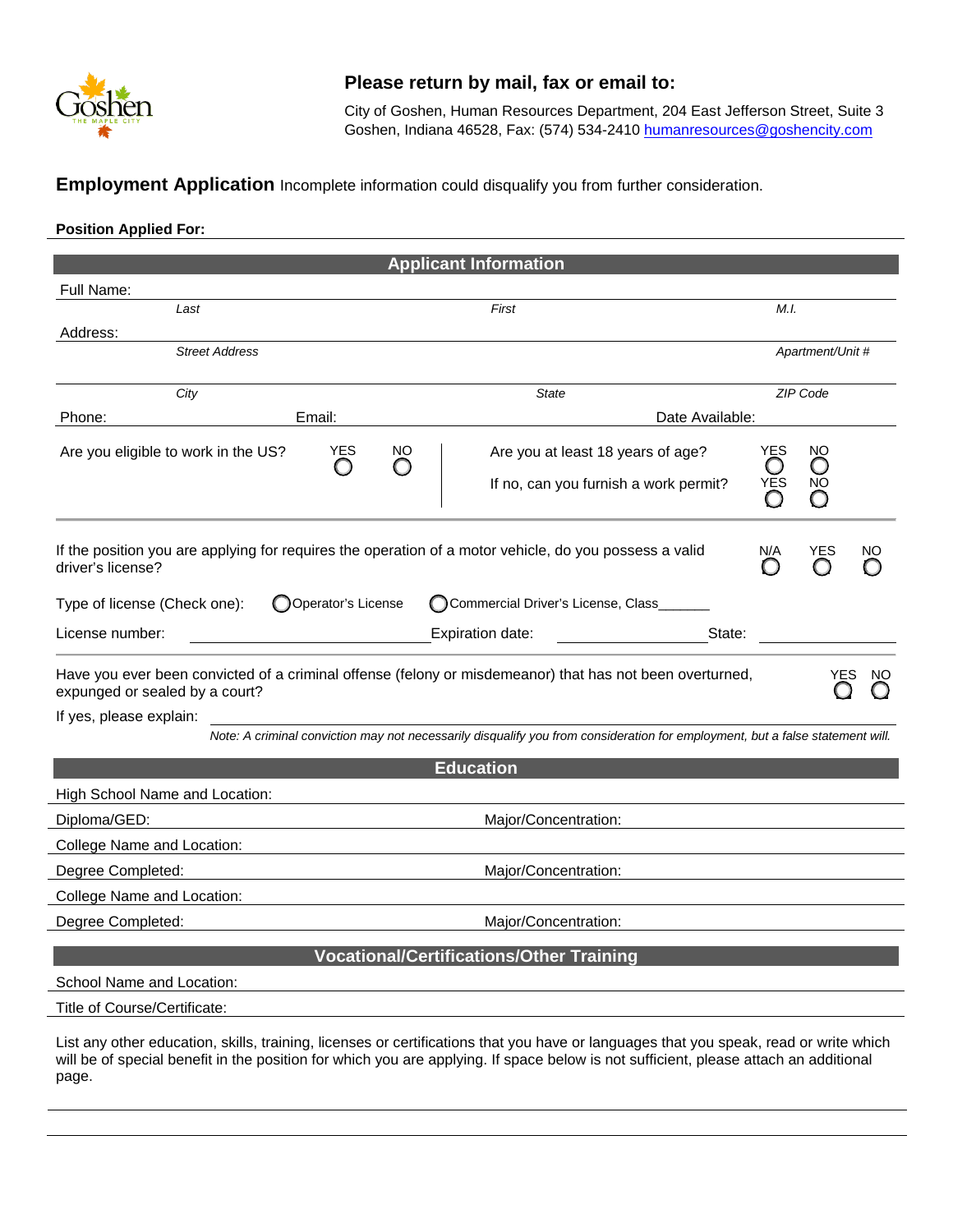## Please return by mail, fax or email to:

City of Goshen, Human Resources Department, 204 East Jefferson Street, Suite 3
Goshen, Indiana 46528, Fax: (574) 534-2410 humanresources@goshencity.com

**Employment Application** Incomplete information could disqualify you from further consideration.

**Position Applied For:**

## Applicant Information

Full Name:

*Last* *First* *M.I.*

Address:

*Street Address* *Apartment/Unit #*

*City* *State* *ZIP Code*

Phone: Email: Date Available:

Are you eligible to work in the US? YES ◯ NO ◯

Are you at least 18 years of age? YES ◯ NO ◯

If no, can you furnish a work permit? YES ◯ NO ◯

If the position you are applying for requires the operation of a motor vehicle, do you possess a valid driver's license? N/A ◯ YES ◯ NO ◯

Type of license (Check one): ◯ Operator's License ◯ Commercial Driver's License, Class______

License number: Expiration date: State:

Have you ever been convicted of a criminal offense (felony or misdemeanor) that has not been overturned, expunged or sealed by a court? YES ◯ NO ◯

If yes, please explain:

*Note: A criminal conviction may not necessarily disqualify you from consideration for employment, but a false statement will.*

## Education

High School Name and Location:

Diploma/GED: Major/Concentration:

College Name and Location:

Degree Completed: Major/Concentration:

College Name and Location:

Degree Completed: Major/Concentration:

## Vocational/Certifications/Other Training

School Name and Location:

Title of Course/Certificate:

List any other education, skills, training, licenses or certifications that you have or languages that you speak, read or write which will be of special benefit in the position for which you are applying. If space below is not sufficient, please attach an additional page.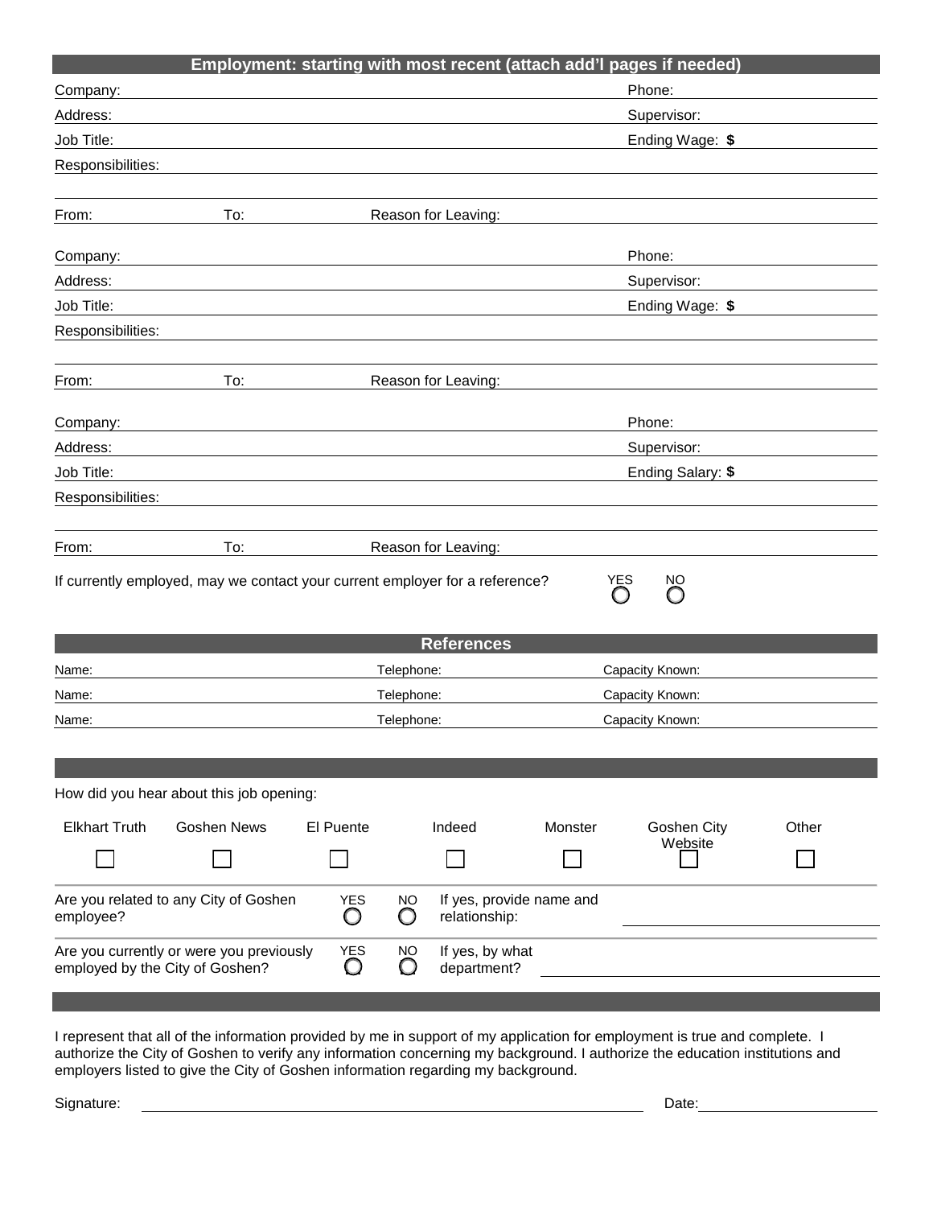## Employment: starting with most recent (attach add'l pages if needed)

Company: ______________________________ Phone: ______________

Address: ______________________________ Supervisor: ______________

Job Title: ______________________________ Ending Wage: **$** ______________

Responsibilities: ______________________________

______________________________

From: __________ To: __________ Reason for Leaving: ______________________________

Company: ______________________________ Phone: ______________

Address: ______________________________ Supervisor: ______________

Job Title: ______________________________ Ending Wage: **$** ______________

Responsibilities: ______________________________

______________________________

From: __________ To: __________ Reason for Leaving: ______________________________

Company: ______________________________ Phone: ______________

Address: ______________________________ Supervisor: ______________

Job Title: ______________________________ Ending Salary: **$** ______________

Responsibilities: ______________________________

______________________________

From: __________ To: __________ Reason for Leaving: ______________________________

If currently employed, may we contact your current employer for a reference? ○ YES ○ NO

## References

| Name: | Telephone: | Capacity Known: |
|---|---|---|
| Name: | Telephone: | Capacity Known: |
| Name: | Telephone: | Capacity Known: |

How did you hear about this job opening:

| Elkhart Truth | Goshen News | El Puente | Indeed | Monster | Goshen City Website | Other |
|---|---|---|---|---|---|---|
| ☐ | ☐ | ☐ | ☐ | ☐ | ☐ | ☐ |

Are you related to any City of Goshen employee? ○ YES ○ NO If yes, provide name and relationship: ______________________________

Are you currently or were you previously employed by the City of Goshen? ○ YES ○ NO If yes, by what department? ______________________________

I represent that all of the information provided by me in support of my application for employment is true and complete. I authorize the City of Goshen to verify any information concerning my background. I authorize the education institutions and employers listed to give the City of Goshen information regarding my background.

Signature: ______________________________ Date: ______________